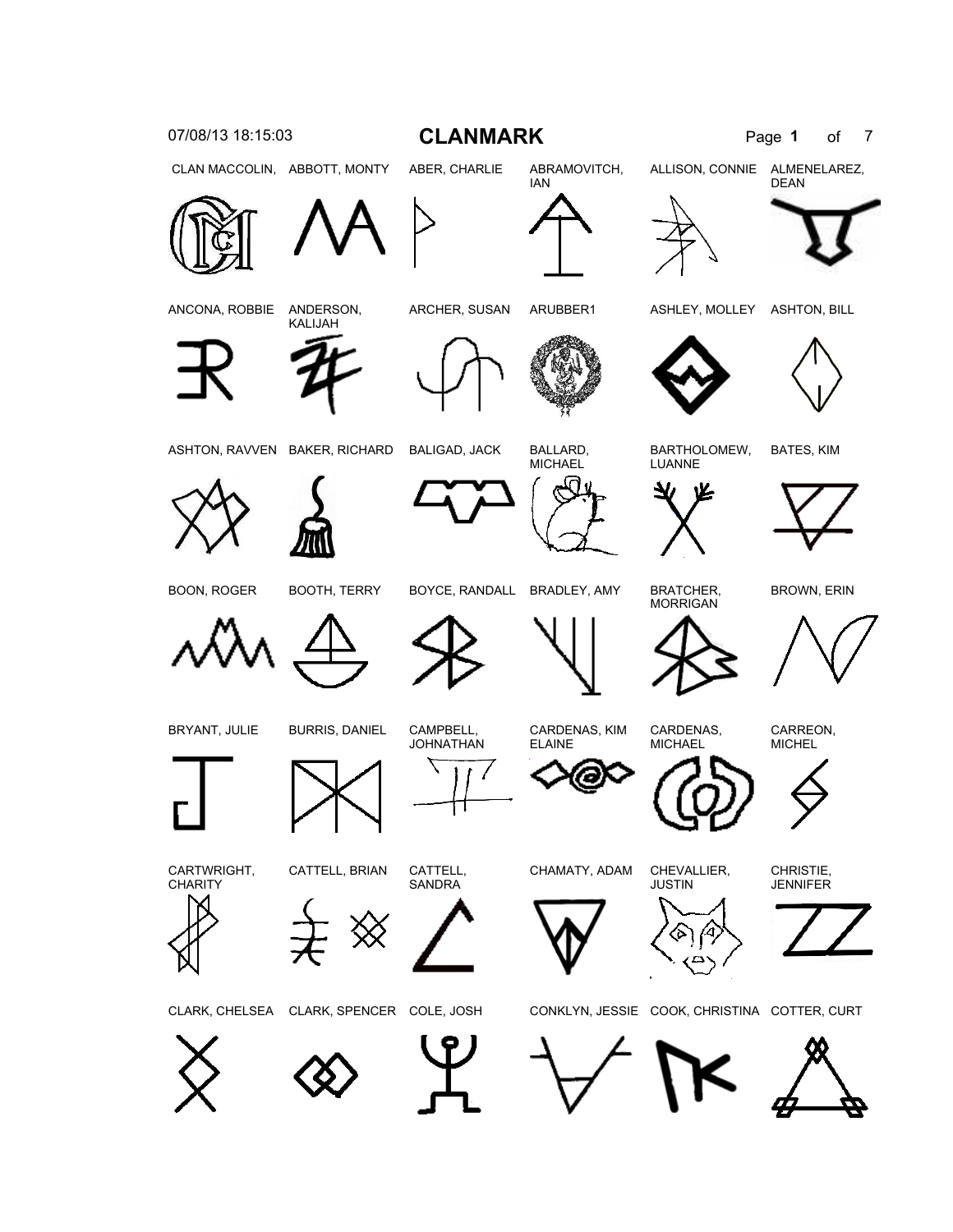# CLANMARK

07/08/13 18:15:03

| | | | | | |
|---|---|---|---|---|---|
| CLAN MACCOLIN, | ABBOTT, MONTY | ABER, CHARLIE | ABRAMOVITCH, IAN | ALLISON, CONNIE | ALMENELAREZ, DEAN |
| ANCONA, ROBBIE | ANDERSON, KALIJAH | ARCHER, SUSAN | ARUBBER1 | ASHLEY, MOLLEY | ASHTON, BILL |
| ASHTON, RAVVEN | BAKER, RICHARD | BALIGAD, JACK | BALLARD, MICHAEL | BARTHOLOMEW, LUANNE | BATES, KIM |
| BOON, ROGER | BOOTH, TERRY | BOYCE, RANDALL | BRADLEY, AMY | BRATCHER, MORRIGAN | BROWN, ERIN |
| BRYANT, JULIE | BURRIS, DANIEL | CAMPBELL, JOHNATHAN | CARDENAS, KIM ELAINE | CARDENAS, MICHAEL | CARREON, MICHEL |
| CARTWRIGHT, CHARITY | CATTELL, BRIAN | CATTELL, SANDRA | CHAMATY, ADAM | CHEVALLIER, JUSTIN | CHRISTIE, JENNIFER |
| CLARK, CHELSEA | CLARK, SPENCER | COLE, JOSH | CONKLYN, JESSIE | COOK, CHRISTINA | COTTER, CURT |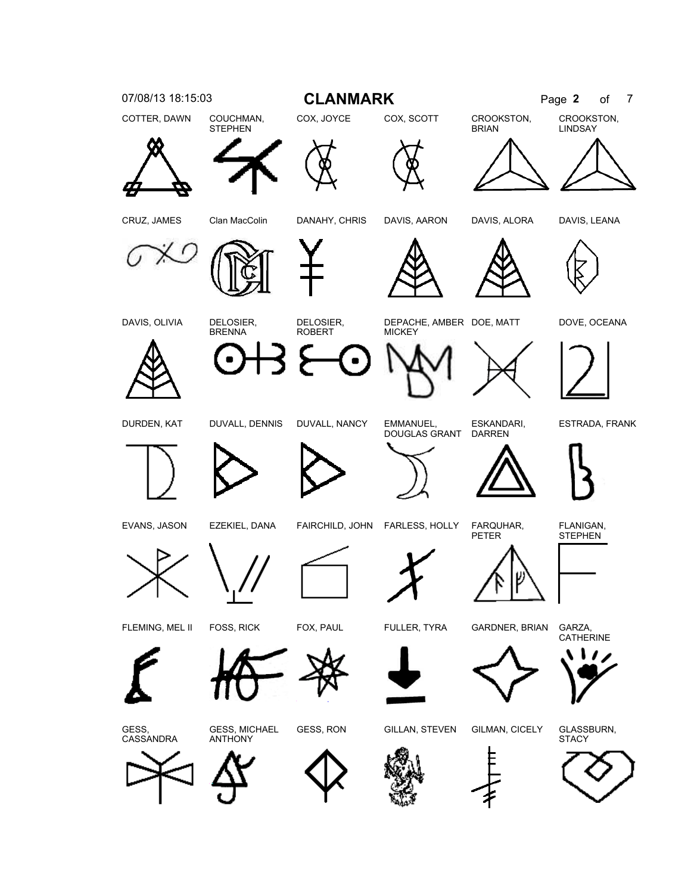# CLANMARK

COTTER, DAWN

COUCHMAN, STEPHEN

COX, JOYCE

COX, SCOTT

CROOKSTON, BRIAN

CROOKSTON, LINDSAY

CRUZ, JAMES

Clan MacColin

DANAHY, CHRIS

DAVIS, AARON

DAVIS, ALORA

DAVIS, LEANA

DAVIS, OLIVIA

DELOSIER, BRENNA

DELOSIER, ROBERT

DEPACHE, AMBER MICKEY

DOE, MATT

DOVE, OCEANA

DURDEN, KAT

DUVALL, DENNIS

DUVALL, NANCY

EMMANUEL, DOUGLAS GRANT

ESKANDARI, DARREN

ESTRADA, FRANK

EVANS, JASON

EZEKIEL, DANA

FAIRCHILD, JOHN

FARLESS, HOLLY

FARQUHAR, PETER

FLANIGAN, STEPHEN

FLEMING, MEL II

FOSS, RICK

FOX, PAUL

FULLER, TYRA

GARDNER, BRIAN

GARZA, CATHERINE

GESS, CASSANDRA

GESS, MICHAEL ANTHONY

GESS, RON

GILLAN, STEVEN

GILMAN, CICELY

GLASSBURN, STACY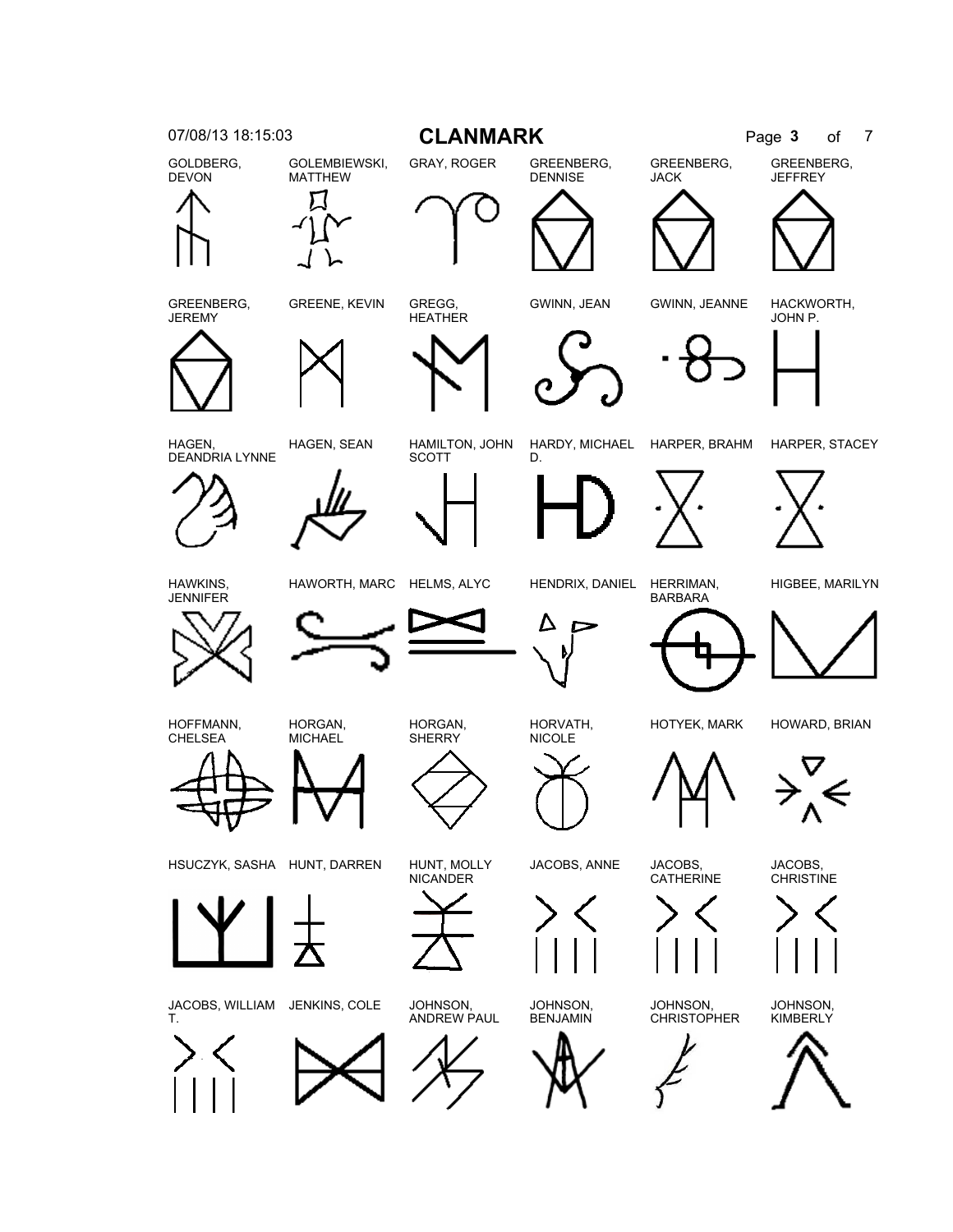# CLANMARK

| | | | | | |
|---|---|---|---|---|---|
| GOLDBERG, DEVON | GOLEMBIEWSKI, MATTHEW | GRAY, ROGER | GREENBERG, DENNISE | GREENBERG, JACK | GREENBERG, JEFFREY |
| GREENBERG, JEREMY | GREENE, KEVIN | GREGG, HEATHER | GWINN, JEAN | GWINN, JEANNE | HACKWORTH, JOHN P. |
| HAGEN, DEANDRIA LYNNE | HAGEN, SEAN | HAMILTON, JOHN SCOTT | HARDY, MICHAEL D. | HARPER, BRAHM | HARPER, STACEY |
| HAWKINS, JENNIFER | HAWORTH, MARC | HELMS, ALYC | HENDRIX, DANIEL | HERRIMAN, BARBARA | HIGBEE, MARILYN |
| HOFFMANN, CHELSEA | HORGAN, MICHAEL | HORGAN, SHERRY | HORVATH, NICOLE | HOTYEK, MARK | HOWARD, BRIAN |
| HSUCZYK, SASHA | HUNT, DARREN | HUNT, MOLLY NICANDER | JACOBS, ANNE | JACOBS, CATHERINE | JACOBS, CHRISTINE |
| JACOBS, WILLIAM T. | JENKINS, COLE | JOHNSON, ANDREW PAUL | JOHNSON, BENJAMIN | JOHNSON, CHRISTOPHER | JOHNSON, KIMBERLY |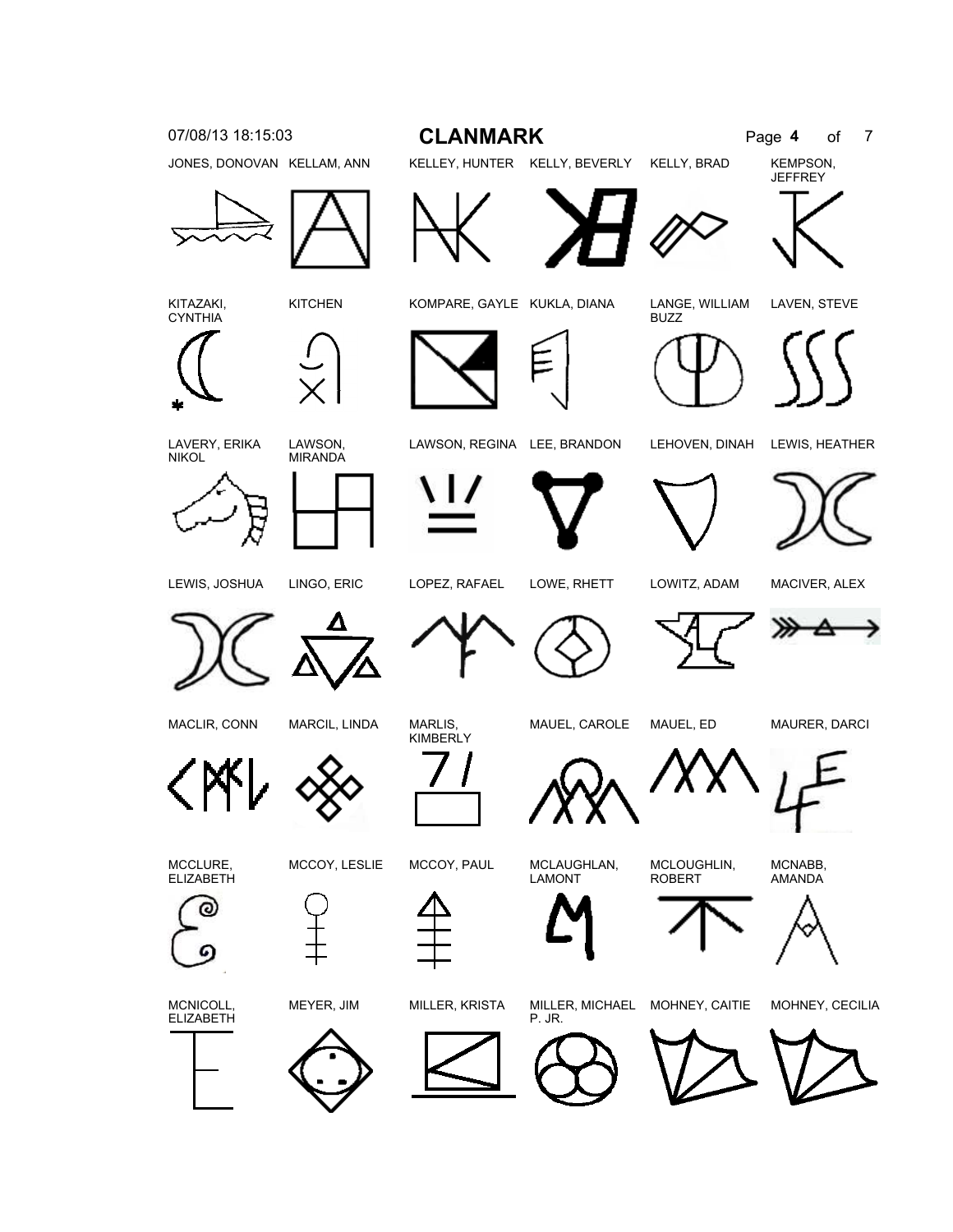# CLANMARK

07/08/13 18:15:03

JONES, DONOVAN

KELLAM, ANN

KELLEY, HUNTER

KELLY, BEVERLY

KELLY, BRAD

KEMPSON, JEFFREY

KITAZAKI, CYNTHIA

KITCHEN

KOMPARE, GAYLE

KUKLA, DIANA

LANGE, WILLIAM BUZZ

LAVEN, STEVE

LAVERY, ERIKA NIKOL

LAWSON, MIRANDA

LAWSON, REGINA

LEE, BRANDON

LEHOVEN, DINAH

LEWIS, HEATHER

LEWIS, JOSHUA

LINGO, ERIC

LOPEZ, RAFAEL

LOWE, RHETT

LOWITZ, ADAM

MACIVER, ALEX

MACLIR, CONN

MARCIL, LINDA

MARLIS, KIMBERLY

MAUEL, CAROLE

MAUEL, ED

MAURER, DARCI

MCCLURE, ELIZABETH

MCCOY, LESLIE

MCCOY, PAUL

MCLAUGHLAN, LAMONT

MCLOUGHLIN, ROBERT

MCNABB, AMANDA

MCNICOLL, ELIZABETH

MEYER, JIM

MILLER, KRISTA

MILLER, MICHAEL P. JR.

MOHNEY, CAITIE

MOHNEY, CECILIA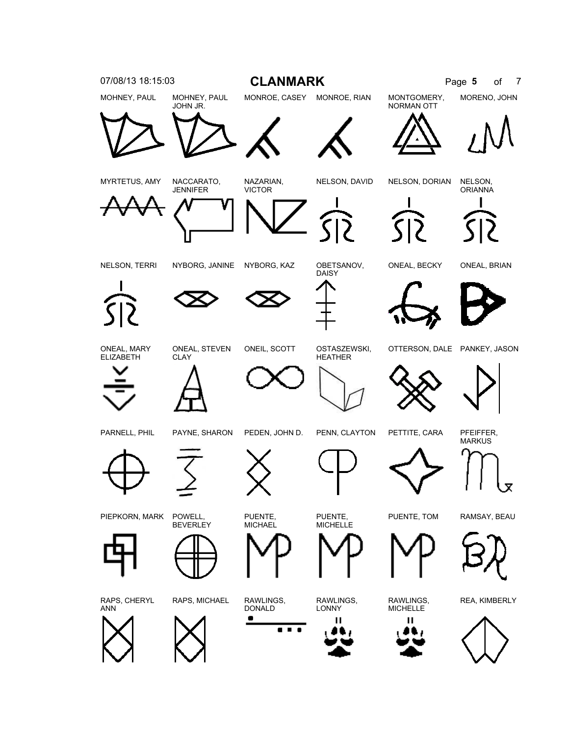# CLANMARK

MOHNEY, PAUL

MOHNEY, PAUL JOHN JR.

MONROE, CASEY

MONROE, RIAN

MONTGOMERY, NORMAN OTT

MORENO, JOHN

MYRTETUS, AMY

NACCARATO, JENNIFER

NAZARIAN, VICTOR

NELSON, DAVID

NELSON, DORIAN

NELSON, ORIANNA

NELSON, TERRI

NYBORG, JANINE

NYBORG, KAZ

OBETSANOV, DAISY

ONEAL, BECKY

ONEAL, BRIAN

ONEAL, MARY ELIZABETH

ONEAL, STEVEN CLAY

ONEIL, SCOTT

OSTASZEWSKI, HEATHER

OTTERSON, DALE

PANKEY, JASON

PARNELL, PHIL

PAYNE, SHARON

PEDEN, JOHN D.

PENN, CLAYTON

PETTITE, CARA

PFEIFFER, MARKUS

PIEPKORN, MARK

POWELL, BEVERLEY

PUENTE, MICHAEL

PUENTE, MICHELLE

PUENTE, TOM

RAMSAY, BEAU

RAPS, CHERYL ANN

RAPS, MICHAEL

RAWLINGS, DONALD

RAWLINGS, LONNY

RAWLINGS, MICHELLE

REA, KIMBERLY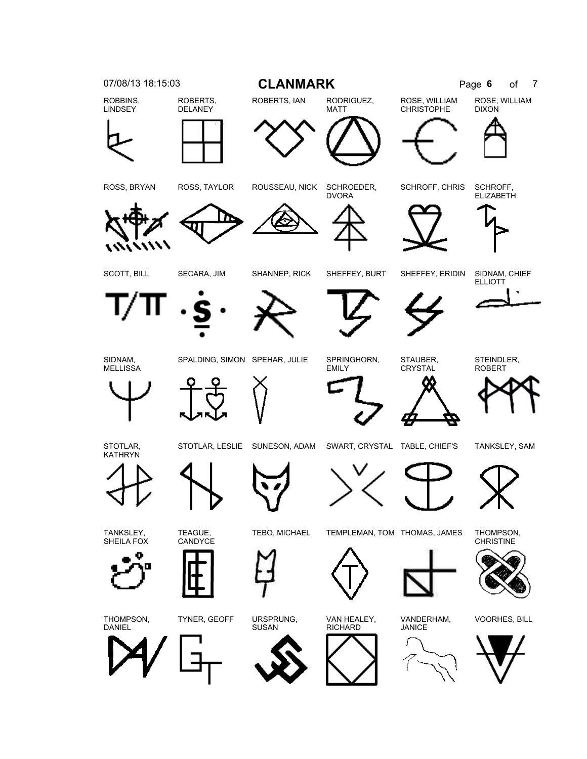| | | | | | |
|---|---|---|---|---|---|
| ROBBINS, LINDSEY | ROBERTS, DELANEY | ROBERTS, IAN | RODRIGUEZ, MATT | ROSE, WILLIAM CHRISTOPHE | ROSE, WILLIAM DIXON |
| ROSS, BRYAN | ROSS, TAYLOR | ROUSSEAU, NICK | SCHROEDER, DVORA | SCHROFF, CHRIS | SCHROFF, ELIZABETH |
| SCOTT, BILL | SECARA, JIM | SHANNEP, RICK | SHEFFEY, BURT | SHEFFEY, ERIDIN | SIDNAM, CHIEF ELLIOTT |
| SIDNAM, MELLISSA | SPALDING, SIMON | SPEHAR, JULIE | SPRINGHORN, EMILY | STAUBER, CRYSTAL | STEINDLER, ROBERT |
| STOTLAR, KATHRYN | STOTLAR, LESLIE | SUNESON, ADAM | SWART, CRYSTAL | TABLE, CHIEF'S | TANKSLEY, SAM |
| TANKSLEY, SHEILA FOX | TEAGUE, CANDYCE | TEBO, MICHAEL | TEMPLEMAN, TOM | THOMAS, JAMES | THOMPSON, CHRISTINE |
| THOMPSON, DANIEL | TYNER, GEOFF | URSPRUNG, SUSAN | VAN HEALEY, RICHARD | VANDERHAM, JANICE | VOORHES, BILL |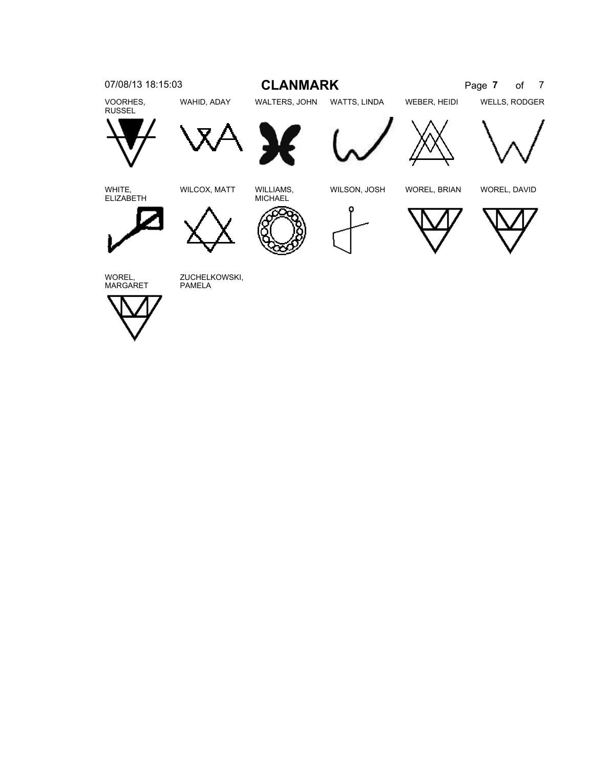# CLANMARK

VOORHES, RUSSEL

WAHID, ADAY

WALTERS, JOHN

WATTS, LINDA

WEBER, HEIDI

WELLS, RODGER

WHITE, ELIZABETH

WILCOX, MATT

WILLIAMS, MICHAEL

WILSON, JOSH

WOREL, BRIAN

WOREL, DAVID

WOREL, MARGARET

ZUCHELKOWSKI, PAMELA